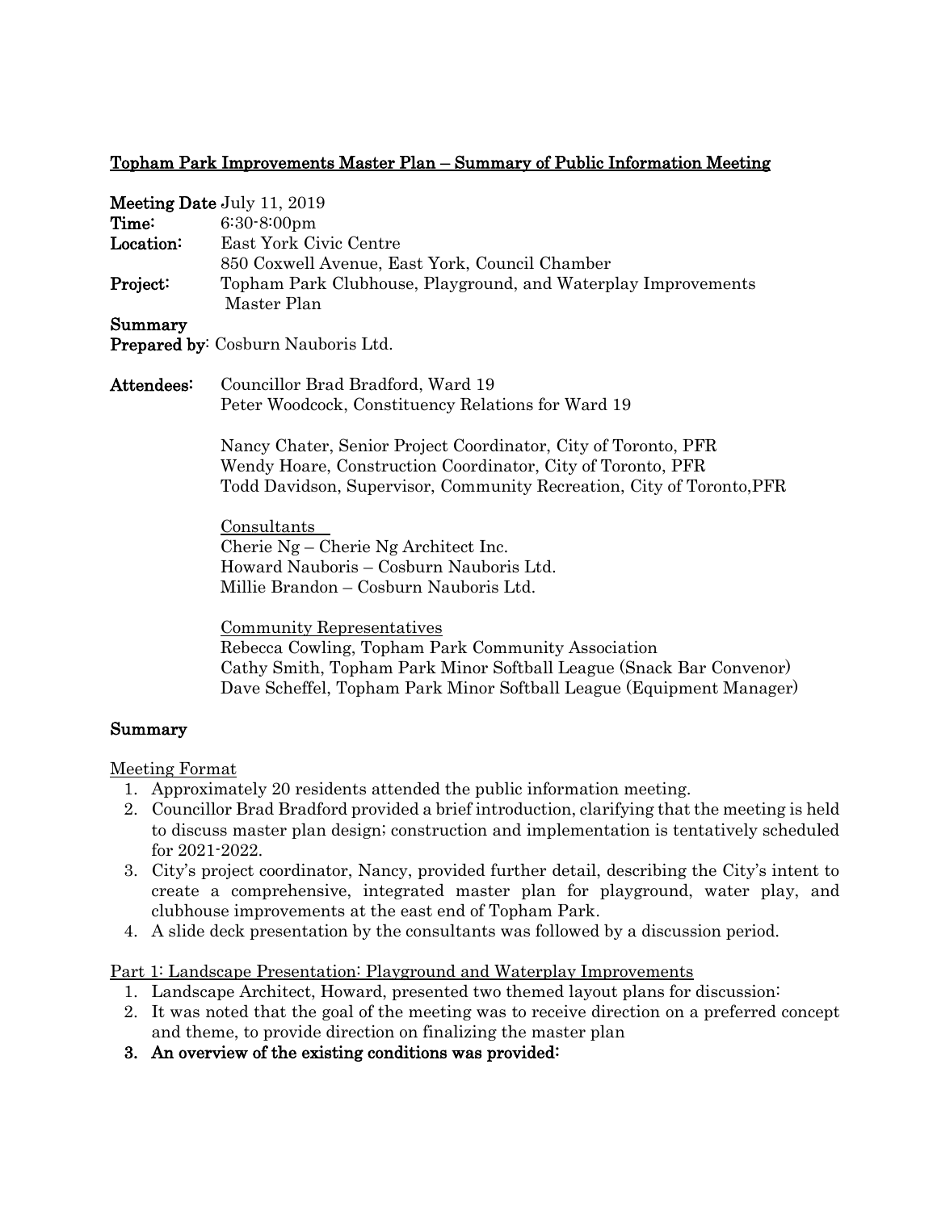**Topham Park Improvements Master Plan – Summary of Public Information Meeting**

**Meeting Date** July 11, 2019
**Time:** 6:30-8:00pm
**Location:** East York Civic Centre
850 Coxwell Avenue, East York, Council Chamber
**Project:** Topham Park Clubhouse, Playground, and Waterplay Improvements Master Plan
**Summary**
**Prepared by**: Cosburn Nauboris Ltd.

**Attendees:** Councillor Brad Bradford, Ward 19
Peter Woodcock, Constituency Relations for Ward 19

Nancy Chater, Senior Project Coordinator, City of Toronto, PFR
Wendy Hoare, Construction Coordinator, City of Toronto, PFR
Todd Davidson, Supervisor, Community Recreation, City of Toronto,PFR

Consultants
Cherie Ng – Cherie Ng Architect Inc.
Howard Nauboris – Cosburn Nauboris Ltd.
Millie Brandon – Cosburn Nauboris Ltd.

Community Representatives
Rebecca Cowling, Topham Park Community Association
Cathy Smith, Topham Park Minor Softball League (Snack Bar Convenor)
Dave Scheffel, Topham Park Minor Softball League (Equipment Manager)

## Summary

Meeting Format

1. Approximately 20 residents attended the public information meeting.
2. Councillor Brad Bradford provided a brief introduction, clarifying that the meeting is held to discuss master plan design; construction and implementation is tentatively scheduled for 2021-2022.
3. City's project coordinator, Nancy, provided further detail, describing the City's intent to create a comprehensive, integrated master plan for playground, water play, and clubhouse improvements at the east end of Topham Park.
4. A slide deck presentation by the consultants was followed by a discussion period.

Part 1: Landscape Presentation: Playground and Waterplay Improvements

1. Landscape Architect, Howard, presented two themed layout plans for discussion:
2. It was noted that the goal of the meeting was to receive direction on a preferred concept and theme, to provide direction on finalizing the master plan
3. **An overview of the existing conditions was provided:**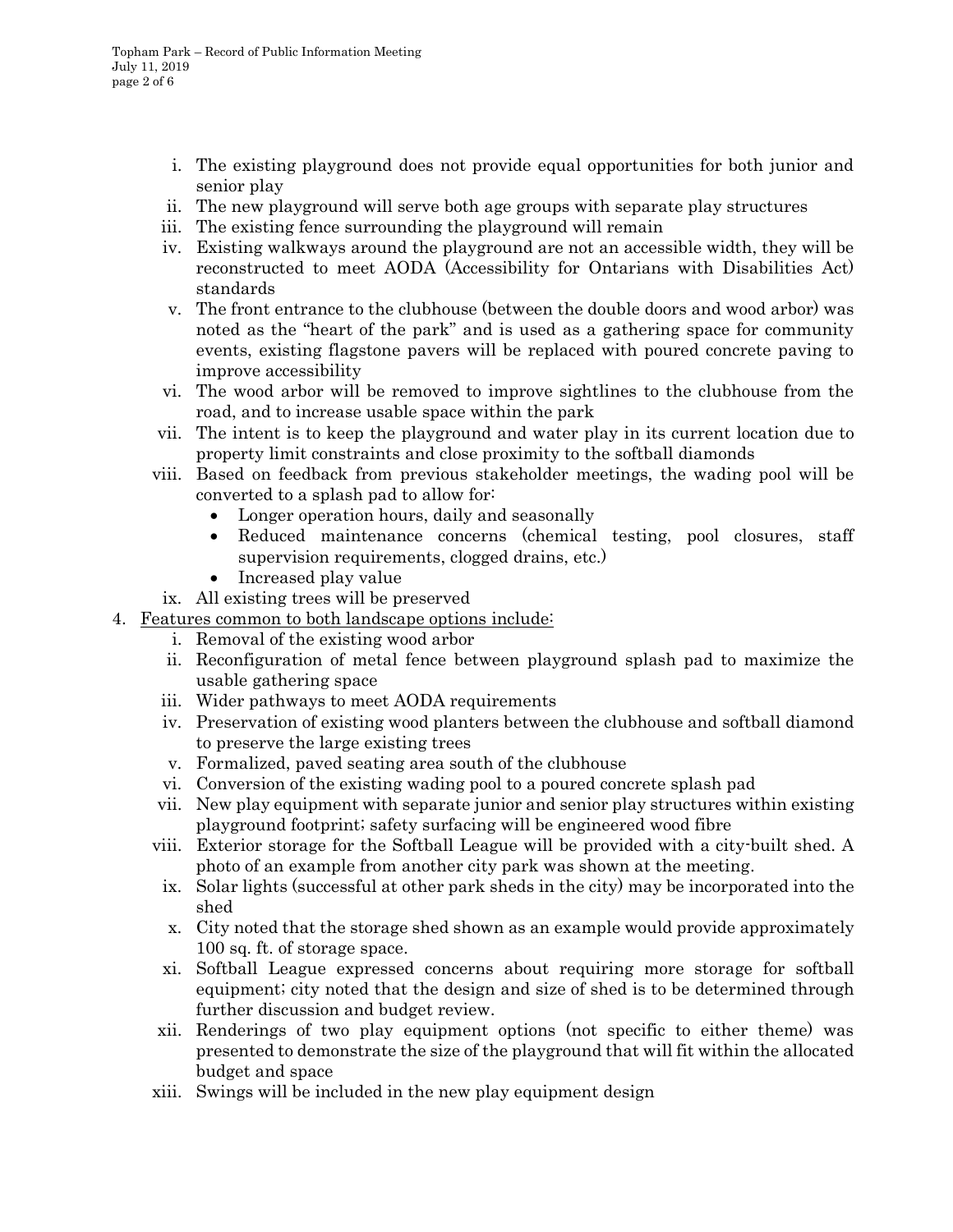i. The existing playground does not provide equal opportunities for both junior and senior play
ii. The new playground will serve both age groups with separate play structures
iii. The existing fence surrounding the playground will remain
iv. Existing walkways around the playground are not an accessible width, they will be reconstructed to meet AODA (Accessibility for Ontarians with Disabilities Act) standards
v. The front entrance to the clubhouse (between the double doors and wood arbor) was noted as the "heart of the park" and is used as a gathering space for community events, existing flagstone pavers will be replaced with poured concrete paving to improve accessibility
vi. The wood arbor will be removed to improve sightlines to the clubhouse from the road, and to increase usable space within the park
vii. The intent is to keep the playground and water play in its current location due to property limit constraints and close proximity to the softball diamonds
viii. Based on feedback from previous stakeholder meetings, the wading pool will be converted to a splash pad to allow for:
    - Longer operation hours, daily and seasonally
    - Reduced maintenance concerns (chemical testing, pool closures, staff supervision requirements, clogged drains, etc.)
    - Increased play value
ix. All existing trees will be preserved

4. <u>Features common to both landscape options include:</u>
    i. Removal of the existing wood arbor
    ii. Reconfiguration of metal fence between playground splash pad to maximize the usable gathering space
    iii. Wider pathways to meet AODA requirements
    iv. Preservation of existing wood planters between the clubhouse and softball diamond to preserve the large existing trees
    v. Formalized, paved seating area south of the clubhouse
    vi. Conversion of the existing wading pool to a poured concrete splash pad
    vii. New play equipment with separate junior and senior play structures within existing playground footprint; safety surfacing will be engineered wood fibre
    viii. Exterior storage for the Softball League will be provided with a city-built shed. A photo of an example from another city park was shown at the meeting.
    ix. Solar lights (successful at other park sheds in the city) may be incorporated into the shed
    x. City noted that the storage shed shown as an example would provide approximately 100 sq. ft. of storage space.
    xi. Softball League expressed concerns about requiring more storage for softball equipment; city noted that the design and size of shed is to be determined through further discussion and budget review.
    xii. Renderings of two play equipment options (not specific to either theme) was presented to demonstrate the size of the playground that will fit within the allocated budget and space
    xiii. Swings will be included in the new play equipment design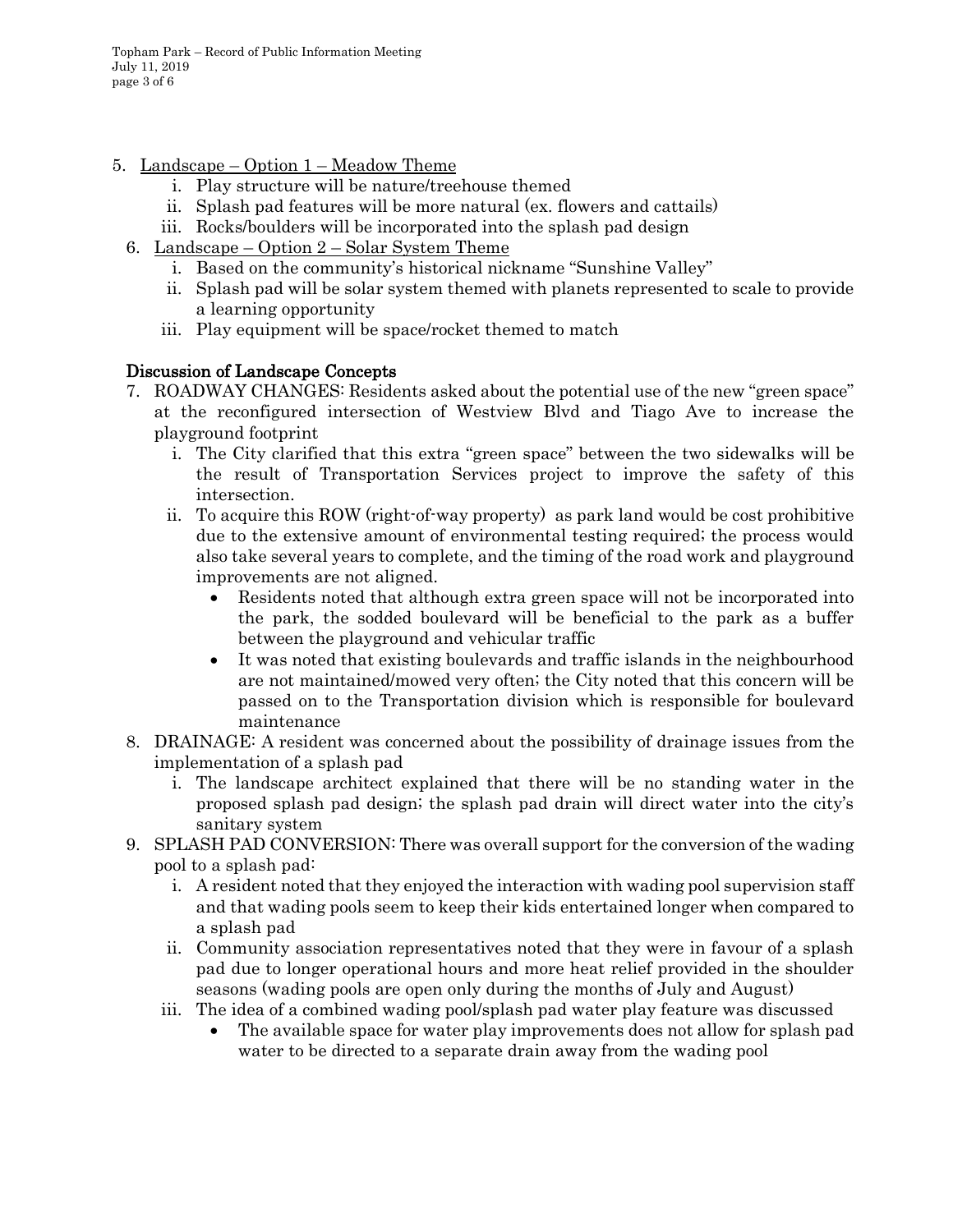5. Landscape – Option 1 – Meadow Theme
   i. Play structure will be nature/treehouse themed
   ii. Splash pad features will be more natural (ex. flowers and cattails)
   iii. Rocks/boulders will be incorporated into the splash pad design
6. Landscape – Option 2 – Solar System Theme
   i. Based on the community's historical nickname "Sunshine Valley"
   ii. Splash pad will be solar system themed with planets represented to scale to provide a learning opportunity
   iii. Play equipment will be space/rocket themed to match

## Discussion of Landscape Concepts

7. ROADWAY CHANGES: Residents asked about the potential use of the new "green space" at the reconfigured intersection of Westview Blvd and Tiago Ave to increase the playground footprint
   i. The City clarified that this extra "green space" between the two sidewalks will be the result of Transportation Services project to improve the safety of this intersection.
   ii. To acquire this ROW (right-of-way property) as park land would be cost prohibitive due to the extensive amount of environmental testing required; the process would also take several years to complete, and the timing of the road work and playground improvements are not aligned.
      - Residents noted that although extra green space will not be incorporated into the park, the sodded boulevard will be beneficial to the park as a buffer between the playground and vehicular traffic
      - It was noted that existing boulevards and traffic islands in the neighbourhood are not maintained/mowed very often; the City noted that this concern will be passed on to the Transportation division which is responsible for boulevard maintenance
8. DRAINAGE: A resident was concerned about the possibility of drainage issues from the implementation of a splash pad
   i. The landscape architect explained that there will be no standing water in the proposed splash pad design; the splash pad drain will direct water into the city's sanitary system
9. SPLASH PAD CONVERSION: There was overall support for the conversion of the wading pool to a splash pad:
   i. A resident noted that they enjoyed the interaction with wading pool supervision staff and that wading pools seem to keep their kids entertained longer when compared to a splash pad
   ii. Community association representatives noted that they were in favour of a splash pad due to longer operational hours and more heat relief provided in the shoulder seasons (wading pools are open only during the months of July and August)
   iii. The idea of a combined wading pool/splash pad water play feature was discussed
      - The available space for water play improvements does not allow for splash pad water to be directed to a separate drain away from the wading pool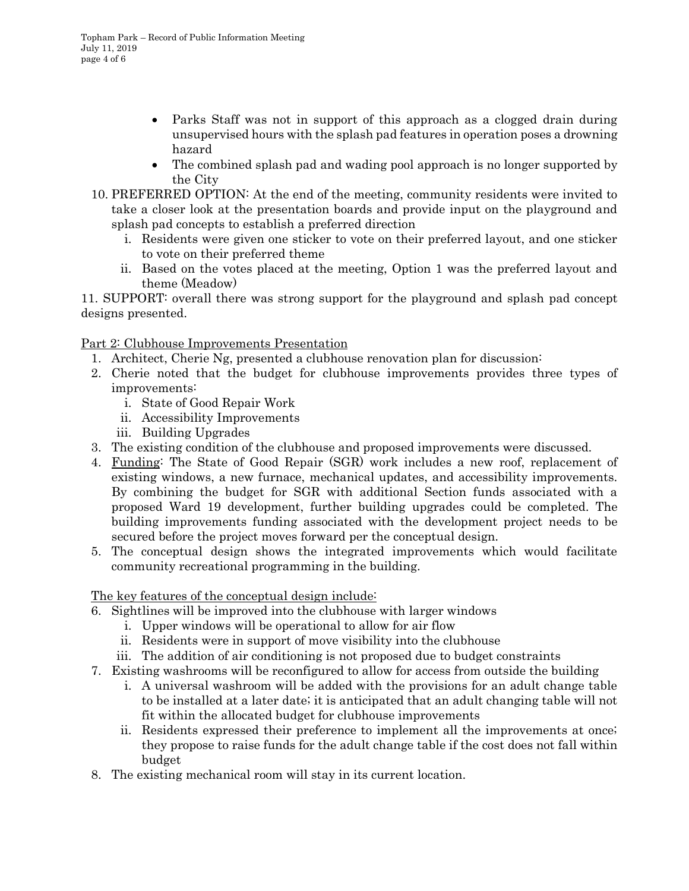- Parks Staff was not in support of this approach as a clogged drain during unsupervised hours with the splash pad features in operation poses a drowning hazard
- The combined splash pad and wading pool approach is no longer supported by the City

10. PREFERRED OPTION: At the end of the meeting, community residents were invited to take a closer look at the presentation boards and provide input on the playground and splash pad concepts to establish a preferred direction
    - i. Residents were given one sticker to vote on their preferred layout, and one sticker to vote on their preferred theme
    - ii. Based on the votes placed at the meeting, Option 1 was the preferred layout and theme (Meadow)

11. SUPPORT: overall there was strong support for the playground and splash pad concept designs presented.

<u>Part 2: Clubhouse Improvements Presentation</u>

1. Architect, Cherie Ng, presented a clubhouse renovation plan for discussion:
2. Cherie noted that the budget for clubhouse improvements provides three types of improvements:
    - i. State of Good Repair Work
    - ii. Accessibility Improvements
    - iii. Building Upgrades
3. The existing condition of the clubhouse and proposed improvements were discussed.
4. <u>Funding</u>: The State of Good Repair (SGR) work includes a new roof, replacement of existing windows, a new furnace, mechanical updates, and accessibility improvements. By combining the budget for SGR with additional Section funds associated with a proposed Ward 19 development, further building upgrades could be completed. The building improvements funding associated with the development project needs to be secured before the project moves forward per the conceptual design.
5. The conceptual design shows the integrated improvements which would facilitate community recreational programming in the building.

<u>The key features of the conceptual design include:</u>

6. Sightlines will be improved into the clubhouse with larger windows
    - i. Upper windows will be operational to allow for air flow
    - ii. Residents were in support of move visibility into the clubhouse
    - iii. The addition of air conditioning is not proposed due to budget constraints
7. Existing washrooms will be reconfigured to allow for access from outside the building
    - i. A universal washroom will be added with the provisions for an adult change table to be installed at a later date; it is anticipated that an adult changing table will not fit within the allocated budget for clubhouse improvements
    - ii. Residents expressed their preference to implement all the improvements at once; they propose to raise funds for the adult change table if the cost does not fall within budget
8. The existing mechanical room will stay in its current location.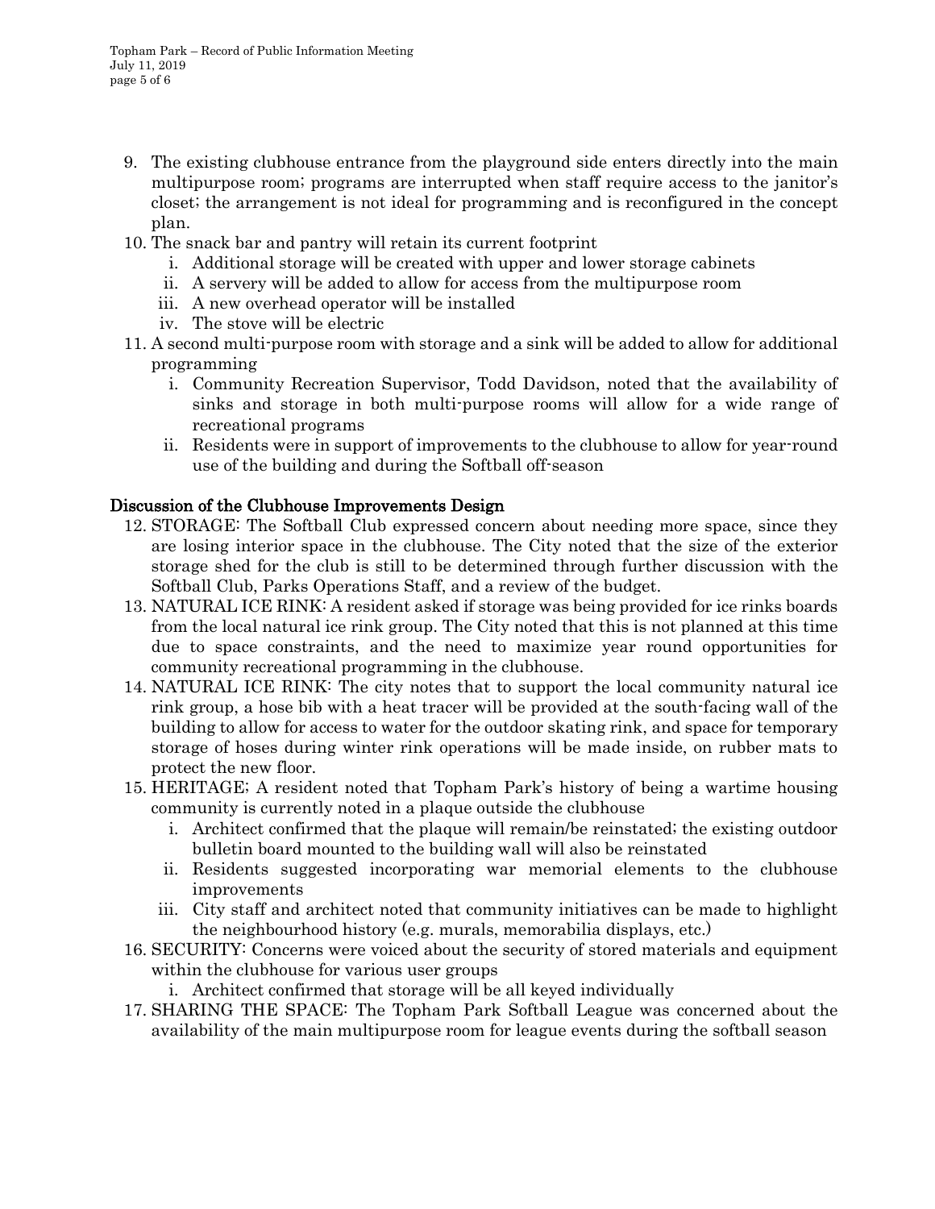9. The existing clubhouse entrance from the playground side enters directly into the main multipurpose room; programs are interrupted when staff require access to the janitor's closet; the arrangement is not ideal for programming and is reconfigured in the concept plan.
10. The snack bar and pantry will retain its current footprint
    i. Additional storage will be created with upper and lower storage cabinets
    ii. A servery will be added to allow for access from the multipurpose room
    iii. A new overhead operator will be installed
    iv. The stove will be electric
11. A second multi-purpose room with storage and a sink will be added to allow for additional programming
    i. Community Recreation Supervisor, Todd Davidson, noted that the availability of sinks and storage in both multi-purpose rooms will allow for a wide range of recreational programs
    ii. Residents were in support of improvements to the clubhouse to allow for year-round use of the building and during the Softball off-season

**Discussion of the Clubhouse Improvements Design**

12. STORAGE: The Softball Club expressed concern about needing more space, since they are losing interior space in the clubhouse. The City noted that the size of the exterior storage shed for the club is still to be determined through further discussion with the Softball Club, Parks Operations Staff, and a review of the budget.
13. NATURAL ICE RINK: A resident asked if storage was being provided for ice rinks boards from the local natural ice rink group. The City noted that this is not planned at this time due to space constraints, and the need to maximize year round opportunities for community recreational programming in the clubhouse.
14. NATURAL ICE RINK: The city notes that to support the local community natural ice rink group, a hose bib with a heat tracer will be provided at the south-facing wall of the building to allow for access to water for the outdoor skating rink, and space for temporary storage of hoses during winter rink operations will be made inside, on rubber mats to protect the new floor.
15. HERITAGE; A resident noted that Topham Park's history of being a wartime housing community is currently noted in a plaque outside the clubhouse
    i. Architect confirmed that the plaque will remain/be reinstated; the existing outdoor bulletin board mounted to the building wall will also be reinstated
    ii. Residents suggested incorporating war memorial elements to the clubhouse improvements
    iii. City staff and architect noted that community initiatives can be made to highlight the neighbourhood history (e.g. murals, memorabilia displays, etc.)
16. SECURITY: Concerns were voiced about the security of stored materials and equipment within the clubhouse for various user groups
    i. Architect confirmed that storage will be all keyed individually
17. SHARING THE SPACE: The Topham Park Softball League was concerned about the availability of the main multipurpose room for league events during the softball season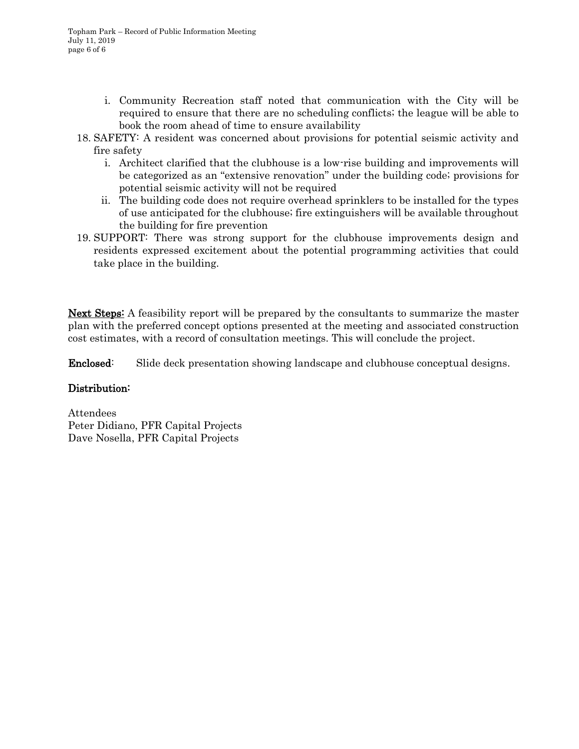i. Community Recreation staff noted that communication with the City will be required to ensure that there are no scheduling conflicts; the league will be able to book the room ahead of time to ensure availability

18. SAFETY: A resident was concerned about provisions for potential seismic activity and fire safety
    i. Architect clarified that the clubhouse is a low-rise building and improvements will be categorized as an "extensive renovation" under the building code; provisions for potential seismic activity will not be required
    ii. The building code does not require overhead sprinklers to be installed for the types of use anticipated for the clubhouse; fire extinguishers will be available throughout the building for fire prevention
19. SUPPORT: There was strong support for the clubhouse improvements design and residents expressed excitement about the potential programming activities that could take place in the building.

**Next Steps:** A feasibility report will be prepared by the consultants to summarize the master plan with the preferred concept options presented at the meeting and associated construction cost estimates, with a record of consultation meetings. This will conclude the project.

**Enclosed**: Slide deck presentation showing landscape and clubhouse conceptual designs.

**Distribution:**

Attendees
Peter Didiano, PFR Capital Projects
Dave Nosella, PFR Capital Projects